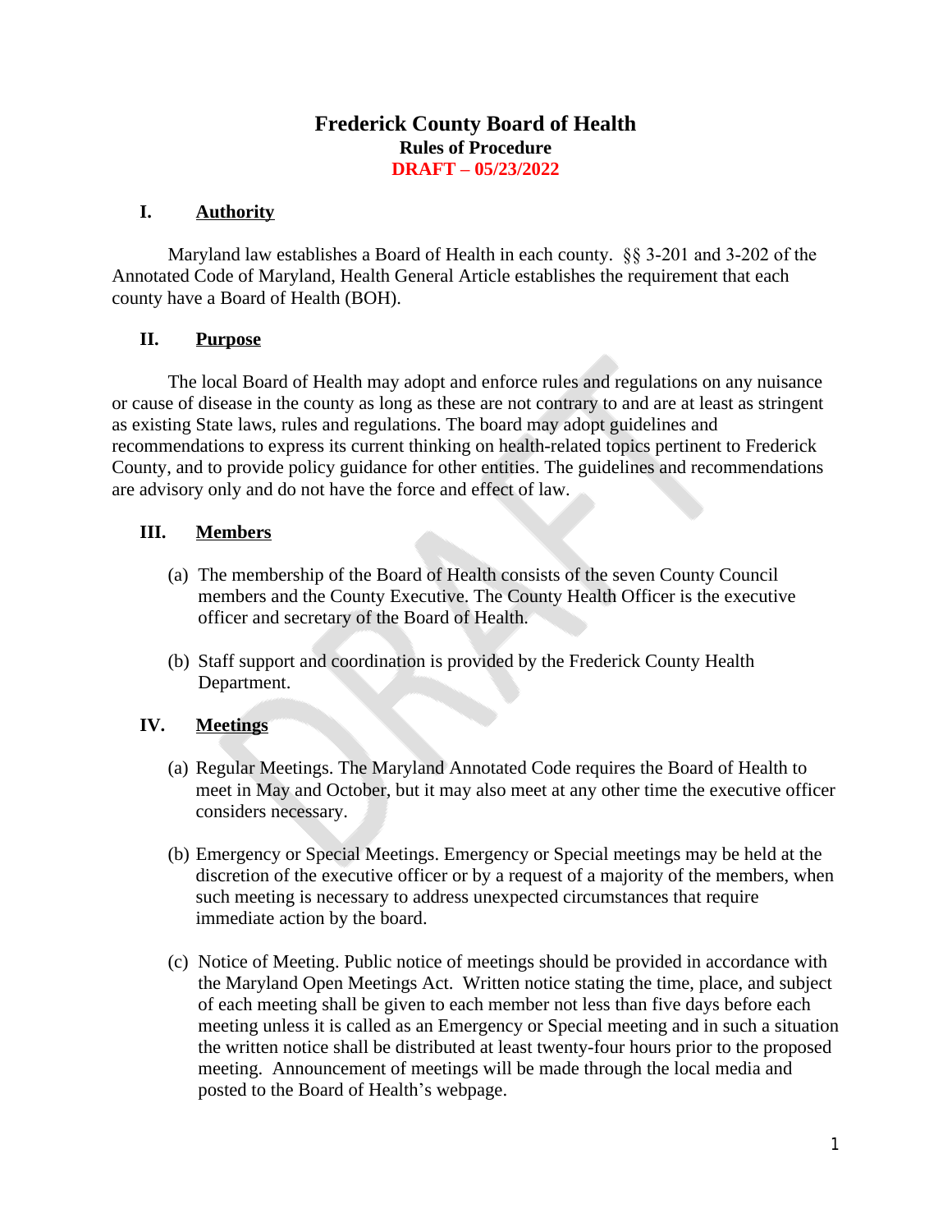# Frederick County Board of Health

**Rules of Procedure**

**DRAFT – 05/23/2022**

## I. Authority

Maryland law establishes a Board of Health in each county. §§ 3-201 and 3-202 of the Annotated Code of Maryland, Health General Article establishes the requirement that each county have a Board of Health (BOH).

## II. Purpose

The local Board of Health may adopt and enforce rules and regulations on any nuisance or cause of disease in the county as long as these are not contrary to and are at least as stringent as existing State laws, rules and regulations. The board may adopt guidelines and recommendations to express its current thinking on health-related topics pertinent to Frederick County, and to provide policy guidance for other entities. The guidelines and recommendations are advisory only and do not have the force and effect of law.

## III. Members

(a) The membership of the Board of Health consists of the seven County Council members and the County Executive. The County Health Officer is the executive officer and secretary of the Board of Health.

(b) Staff support and coordination is provided by the Frederick County Health Department.

## IV. Meetings

(a) Regular Meetings. The Maryland Annotated Code requires the Board of Health to meet in May and October, but it may also meet at any other time the executive officer considers necessary.

(b) Emergency or Special Meetings. Emergency or Special meetings may be held at the discretion of the executive officer or by a request of a majority of the members, when such meeting is necessary to address unexpected circumstances that require immediate action by the board.

(c) Notice of Meeting. Public notice of meetings should be provided in accordance with the Maryland Open Meetings Act. Written notice stating the time, place, and subject of each meeting shall be given to each member not less than five days before each meeting unless it is called as an Emergency or Special meeting and in such a situation the written notice shall be distributed at least twenty-four hours prior to the proposed meeting. Announcement of meetings will be made through the local media and posted to the Board of Health's webpage.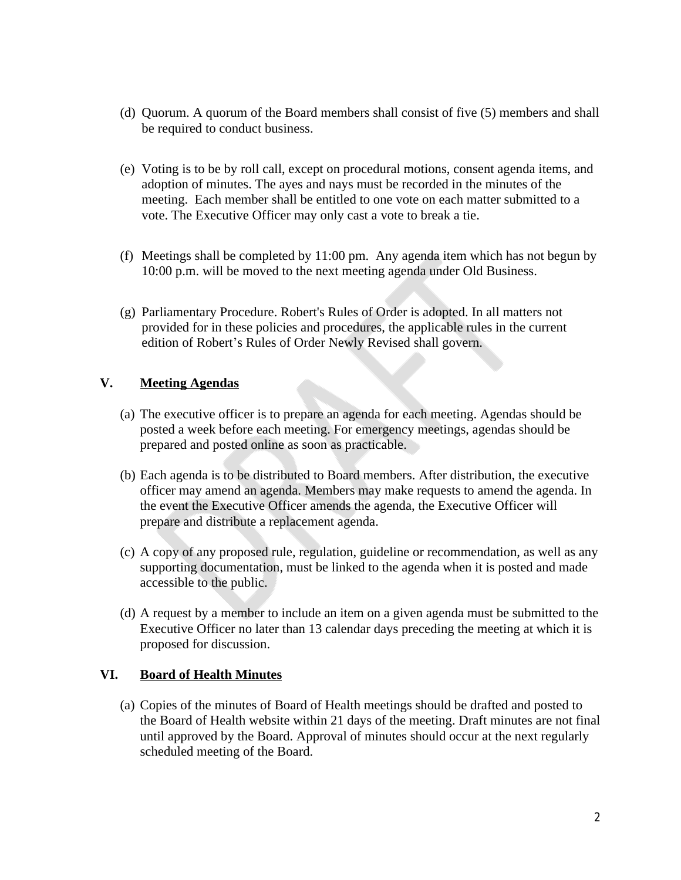(d) Quorum. A quorum of the Board members shall consist of five (5) members and shall be required to conduct business.

(e) Voting is to be by roll call, except on procedural motions, consent agenda items, and adoption of minutes. The ayes and nays must be recorded in the minutes of the meeting. Each member shall be entitled to one vote on each matter submitted to a vote. The Executive Officer may only cast a vote to break a tie.

(f) Meetings shall be completed by 11:00 pm. Any agenda item which has not begun by 10:00 p.m. will be moved to the next meeting agenda under Old Business.

(g) Parliamentary Procedure. Robert's Rules of Order is adopted. In all matters not provided for in these policies and procedures, the applicable rules in the current edition of Robert's Rules of Order Newly Revised shall govern.

## V. <u>Meeting Agendas</u>

(a) The executive officer is to prepare an agenda for each meeting. Agendas should be posted a week before each meeting. For emergency meetings, agendas should be prepared and posted online as soon as practicable.

(b) Each agenda is to be distributed to Board members. After distribution, the executive officer may amend an agenda. Members may make requests to amend the agenda. In the event the Executive Officer amends the agenda, the Executive Officer will prepare and distribute a replacement agenda.

(c) A copy of any proposed rule, regulation, guideline or recommendation, as well as any supporting documentation, must be linked to the agenda when it is posted and made accessible to the public.

(d) A request by a member to include an item on a given agenda must be submitted to the Executive Officer no later than 13 calendar days preceding the meeting at which it is proposed for discussion.

## VI. <u>Board of Health Minutes</u>

(a) Copies of the minutes of Board of Health meetings should be drafted and posted to the Board of Health website within 21 days of the meeting. Draft minutes are not final until approved by the Board. Approval of minutes should occur at the next regularly scheduled meeting of the Board.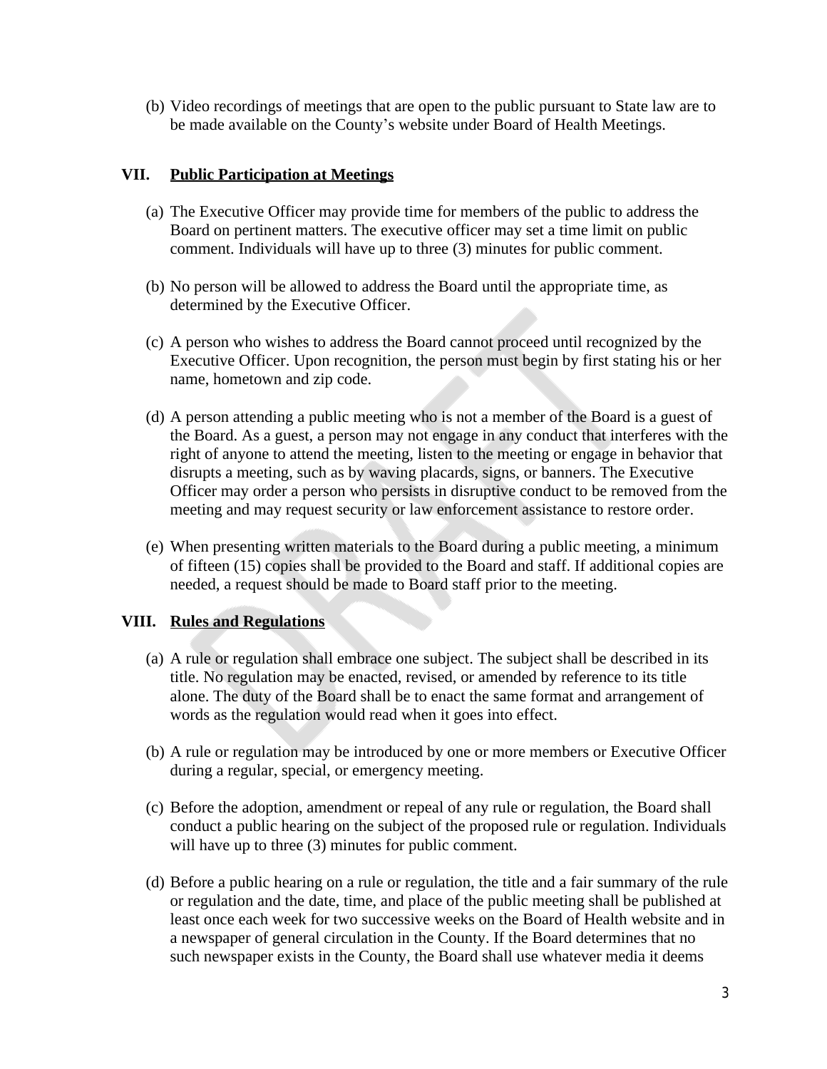(b) Video recordings of meetings that are open to the public pursuant to State law are to be made available on the County's website under Board of Health Meetings.

## VII. Public Participation at Meetings

(a) The Executive Officer may provide time for members of the public to address the Board on pertinent matters. The executive officer may set a time limit on public comment. Individuals will have up to three (3) minutes for public comment.

(b) No person will be allowed to address the Board until the appropriate time, as determined by the Executive Officer.

(c) A person who wishes to address the Board cannot proceed until recognized by the Executive Officer. Upon recognition, the person must begin by first stating his or her name, hometown and zip code.

(d) A person attending a public meeting who is not a member of the Board is a guest of the Board. As a guest, a person may not engage in any conduct that interferes with the right of anyone to attend the meeting, listen to the meeting or engage in behavior that disrupts a meeting, such as by waving placards, signs, or banners. The Executive Officer may order a person who persists in disruptive conduct to be removed from the meeting and may request security or law enforcement assistance to restore order.

(e) When presenting written materials to the Board during a public meeting, a minimum of fifteen (15) copies shall be provided to the Board and staff. If additional copies are needed, a request should be made to Board staff prior to the meeting.

## VIII. Rules and Regulations

(a) A rule or regulation shall embrace one subject. The subject shall be described in its title. No regulation may be enacted, revised, or amended by reference to its title alone. The duty of the Board shall be to enact the same format and arrangement of words as the regulation would read when it goes into effect.

(b) A rule or regulation may be introduced by one or more members or Executive Officer during a regular, special, or emergency meeting.

(c) Before the adoption, amendment or repeal of any rule or regulation, the Board shall conduct a public hearing on the subject of the proposed rule or regulation. Individuals will have up to three (3) minutes for public comment.

(d) Before a public hearing on a rule or regulation, the title and a fair summary of the rule or regulation and the date, time, and place of the public meeting shall be published at least once each week for two successive weeks on the Board of Health website and in a newspaper of general circulation in the County. If the Board determines that no such newspaper exists in the County, the Board shall use whatever media it deems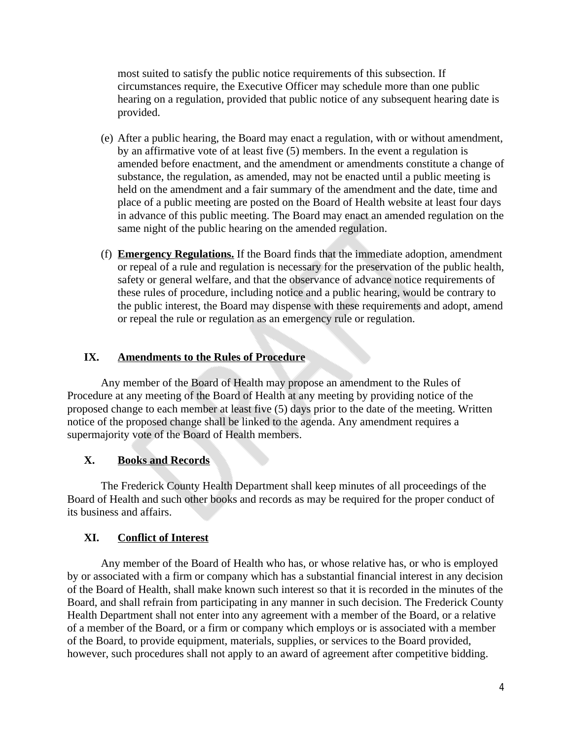most suited to satisfy the public notice requirements of this subsection. If circumstances require, the Executive Officer may schedule more than one public hearing on a regulation, provided that public notice of any subsequent hearing date is provided.

(e) After a public hearing, the Board may enact a regulation, with or without amendment, by an affirmative vote of at least five (5) members. In the event a regulation is amended before enactment, and the amendment or amendments constitute a change of substance, the regulation, as amended, may not be enacted until a public meeting is held on the amendment and a fair summary of the amendment and the date, time and place of a public meeting are posted on the Board of Health website at least four days in advance of this public meeting. The Board may enact an amended regulation on the same night of the public hearing on the amended regulation.

(f) **Emergency Regulations.** If the Board finds that the immediate adoption, amendment or repeal of a rule and regulation is necessary for the preservation of the public health, safety or general welfare, and that the observance of advance notice requirements of these rules of procedure, including notice and a public hearing, would be contrary to the public interest, the Board may dispense with these requirements and adopt, amend or repeal the rule or regulation as an emergency rule or regulation.

## IX. Amendments to the Rules of Procedure

Any member of the Board of Health may propose an amendment to the Rules of Procedure at any meeting of the Board of Health at any meeting by providing notice of the proposed change to each member at least five (5) days prior to the date of the meeting. Written notice of the proposed change shall be linked to the agenda. Any amendment requires a supermajority vote of the Board of Health members.

## X. Books and Records

The Frederick County Health Department shall keep minutes of all proceedings of the Board of Health and such other books and records as may be required for the proper conduct of its business and affairs.

## XI. Conflict of Interest

Any member of the Board of Health who has, or whose relative has, or who is employed by or associated with a firm or company which has a substantial financial interest in any decision of the Board of Health, shall make known such interest so that it is recorded in the minutes of the Board, and shall refrain from participating in any manner in such decision. The Frederick County Health Department shall not enter into any agreement with a member of the Board, or a relative of a member of the Board, or a firm or company which employs or is associated with a member of the Board, to provide equipment, materials, supplies, or services to the Board provided, however, such procedures shall not apply to an award of agreement after competitive bidding.